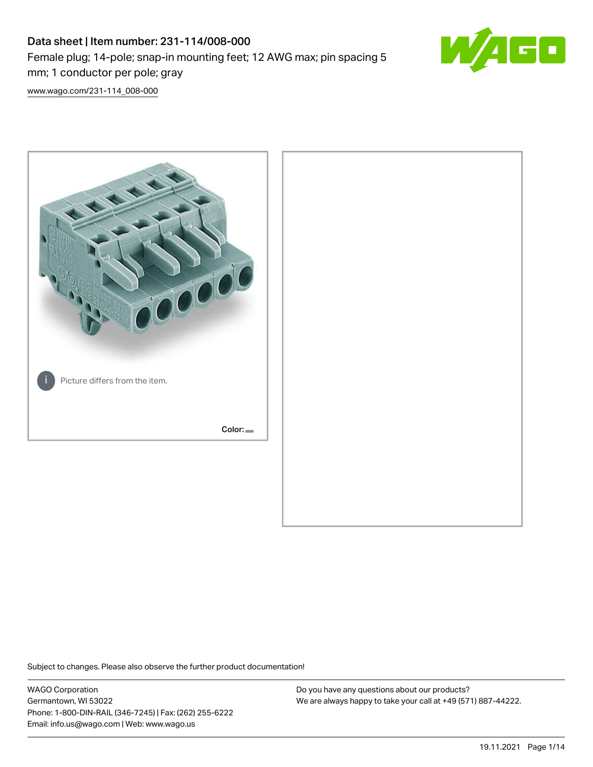# Data sheet | Item number: 231-114/008-000

Female plug; 14-pole; snap-in mounting feet; 12 AWG max; pin spacing 5 mm; 1 conductor per pole; gray

www.wago.com/231-114_008-000

Picture differs from the item.

Color:

Subject to changes. Please also observe the further product documentation!

WAGO Corporation
Germantown, WI 53022
Phone: 1-800-DIN-RAIL (346-7245) | Fax: (262) 255-6222
Email: info.us@wago.com | Web: www.wago.us

Do you have any questions about our products?
We are always happy to take your call at +49 (571) 887-44222.

19.11.2021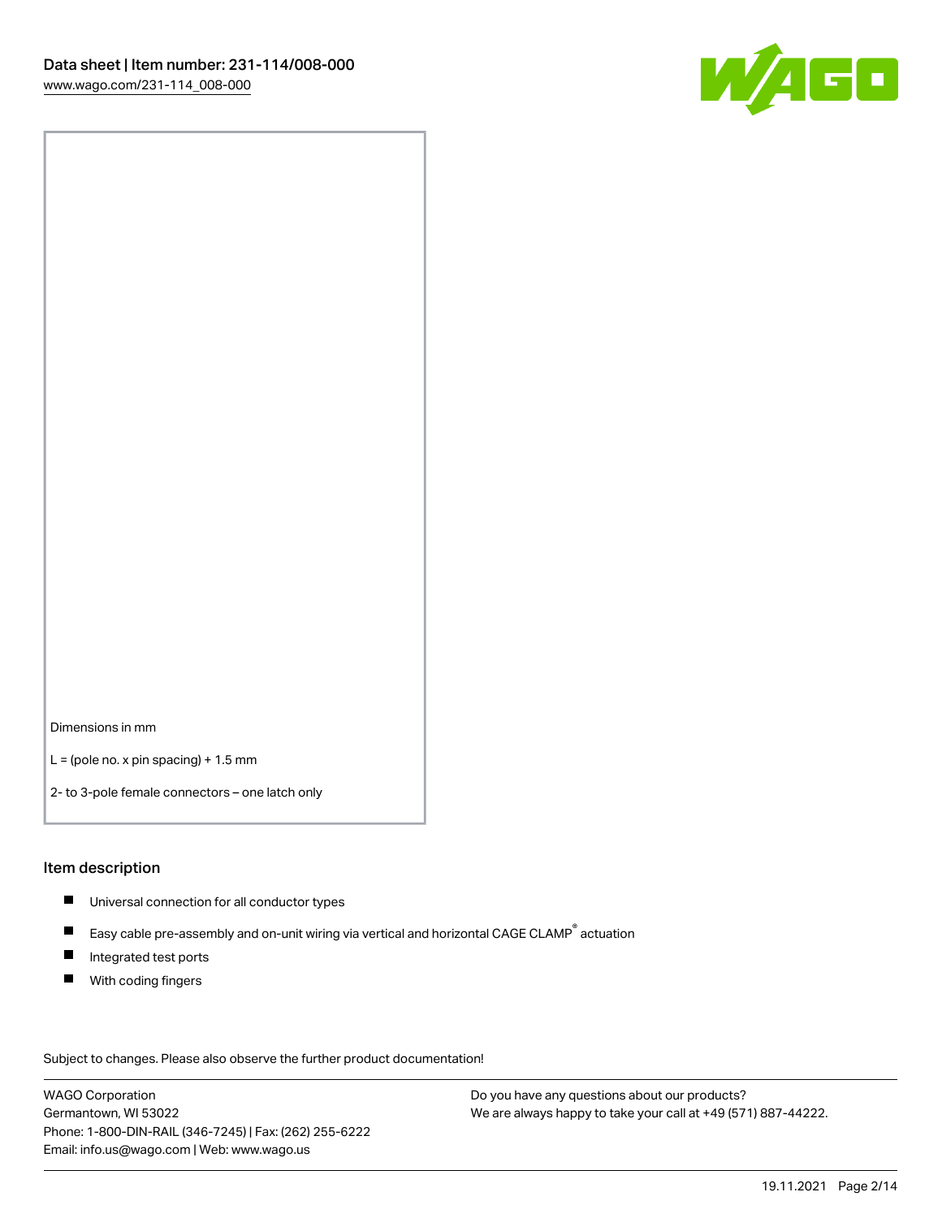Dimensions in mm

L = (pole no. x pin spacing) + 1.5 mm

2- to 3-pole female connectors – one latch only

## Item description

- Universal connection for all conductor types
- Easy cable pre-assembly and on-unit wiring via vertical and horizontal CAGE CLAMP® actuation
- Integrated test ports
- With coding fingers

Subject to changes. Please also observe the further product documentation!

WAGO Corporation
Germantown, WI 53022
Phone: 1-800-DIN-RAIL (346-7245) | Fax: (262) 255-6222
Email: info.us@wago.com | Web: www.wago.us

Do you have any questions about our products?
We are always happy to take your call at +49 (571) 887-44222.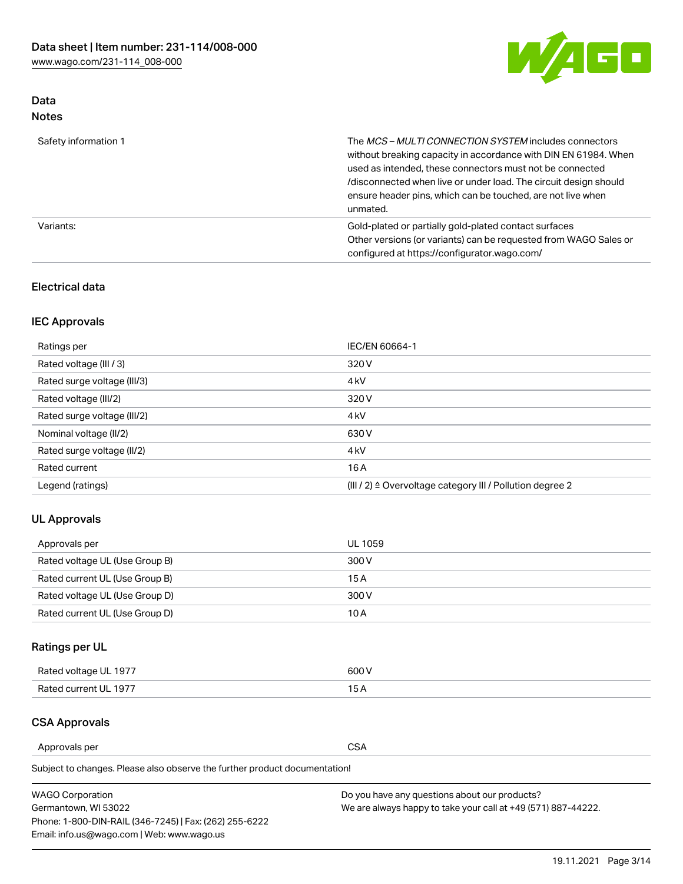## Data

### Notes

| | |
|---|---|
| Safety information 1 | The *MCS – MULTI CONNECTION SYSTEM* includes connectors without breaking capacity in accordance with DIN EN 61984. When used as intended, these connectors must not be connected /disconnected when live or under load. The circuit design should ensure header pins, which can be touched, are not live when unmated. |
| Variants: | Gold-plated or partially gold-plated contact surfaces<br>Other versions (or variants) can be requested from WAGO Sales or configured at https://configurator.wago.com/ |

## Electrical data

### IEC Approvals

| | |
|---|---|
| Ratings per | IEC/EN 60664-1 |
| Rated voltage (III / 3) | 320 V |
| Rated surge voltage (III/3) | 4 kV |
| Rated voltage (III/2) | 320 V |
| Rated surge voltage (III/2) | 4 kV |
| Nominal voltage (II/2) | 630 V |
| Rated surge voltage (II/2) | 4 kV |
| Rated current | 16 A |
| Legend (ratings) | (III / 2) ≙ Overvoltage category III / Pollution degree 2 |

### UL Approvals

| | |
|---|---|
| Approvals per | UL 1059 |
| Rated voltage UL (Use Group B) | 300 V |
| Rated current UL (Use Group B) | 15 A |
| Rated voltage UL (Use Group D) | 300 V |
| Rated current UL (Use Group D) | 10 A |

### Ratings per UL

| | |
|---|---|
| Rated voltage UL 1977 | 600 V |
| Rated current UL 1977 | 15 A |

### CSA Approvals

| | |
|---|---|
| Approvals per | CSA |

Subject to changes. Please also observe the further product documentation!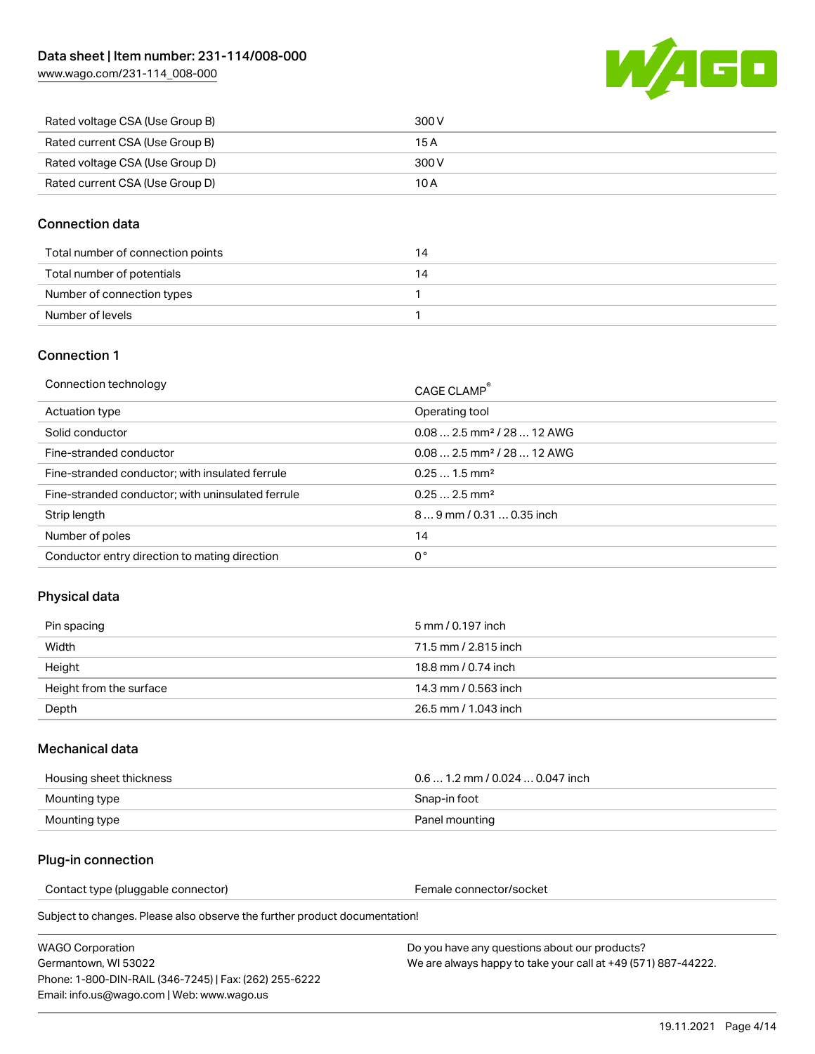| | |
|---|---|
| Rated voltage CSA (Use Group B) | 300 V |
| Rated current CSA (Use Group B) | 15 A |
| Rated voltage CSA (Use Group D) | 300 V |
| Rated current CSA (Use Group D) | 10 A |

## Connection data

| | |
|---|---|
| Total number of connection points | 14 |
| Total number of potentials | 14 |
| Number of connection types | 1 |
| Number of levels | 1 |

## Connection 1

| | |
|---|---|
| Connection technology | CAGE CLAMP® |
| Actuation type | Operating tool |
| Solid conductor | 0.08 … 2.5 mm² / 28 … 12 AWG |
| Fine-stranded conductor | 0.08 … 2.5 mm² / 28 … 12 AWG |
| Fine-stranded conductor; with insulated ferrule | 0.25 … 1.5 mm² |
| Fine-stranded conductor; with uninsulated ferrule | 0.25 … 2.5 mm² |
| Strip length | 8 … 9 mm / 0.31 … 0.35 inch |
| Number of poles | 14 |
| Conductor entry direction to mating direction | 0 ° |

## Physical data

| | |
|---|---|
| Pin spacing | 5 mm / 0.197 inch |
| Width | 71.5 mm / 2.815 inch |
| Height | 18.8 mm / 0.74 inch |
| Height from the surface | 14.3 mm / 0.563 inch |
| Depth | 26.5 mm / 1.043 inch |

## Mechanical data

| | |
|---|---|
| Housing sheet thickness | 0.6 … 1.2 mm / 0.024 … 0.047 inch |
| Mounting type | Snap-in foot |
| Mounting type | Panel mounting |

## Plug-in connection

| | |
|---|---|
| Contact type (pluggable connector) | Female connector/socket |

Subject to changes. Please also observe the further product documentation!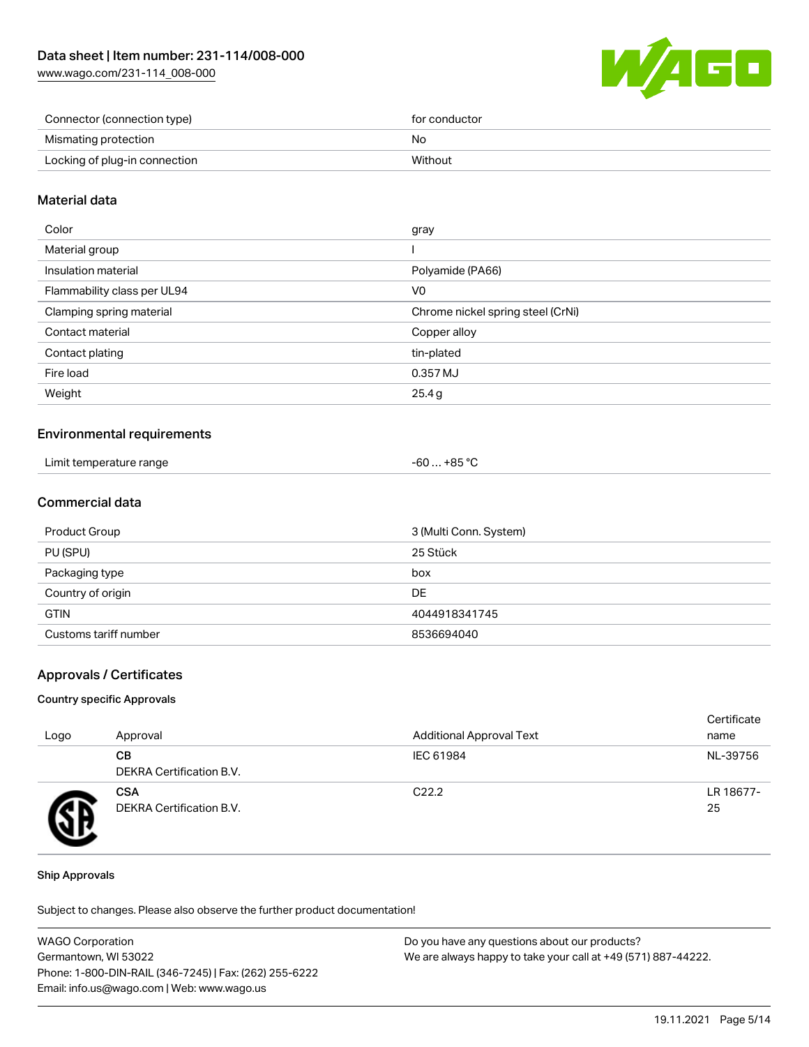| Connector (connection type) | for conductor |
| --- | --- |
| Mismating protection | No |
| Locking of plug-in connection | Without |

## Material data

| Color | gray |
| --- | --- |
| Material group | I |
| Insulation material | Polyamide (PA66) |
| Flammability class per UL94 | V0 |
| Clamping spring material | Chrome nickel spring steel (CrNi) |
| Contact material | Copper alloy |
| Contact plating | tin-plated |
| Fire load | 0.357 MJ |
| Weight | 25.4 g |

## Environmental requirements

| Limit temperature range | -60 … +85 °C |
| --- | --- |

## Commercial data

| Product Group | 3 (Multi Conn. System) |
| --- | --- |
| PU (SPU) | 25 Stück |
| Packaging type | box |
| Country of origin | DE |
| GTIN | 4044918341745 |
| Customs tariff number | 8536694040 |

## Approvals / Certificates

### Country specific Approvals

| Logo | Approval | Additional Approval Text | Certificate name |
| --- | --- | --- | --- |
| | **CB** DEKRA Certification B.V. | IEC 61984 | NL-39756 |
| | **CSA** DEKRA Certification B.V. | C22.2 | LR 18677-25 |

### Ship Approvals

Subject to changes. Please also observe the further product documentation!

WAGO Corporation
Germantown, WI 53022
Phone: 1-800-DIN-RAIL (346-7245) | Fax: (262) 255-6222
Email: info.us@wago.com | Web: www.wago.us

Do you have any questions about our products?
We are always happy to take your call at +49 (571) 887-44222.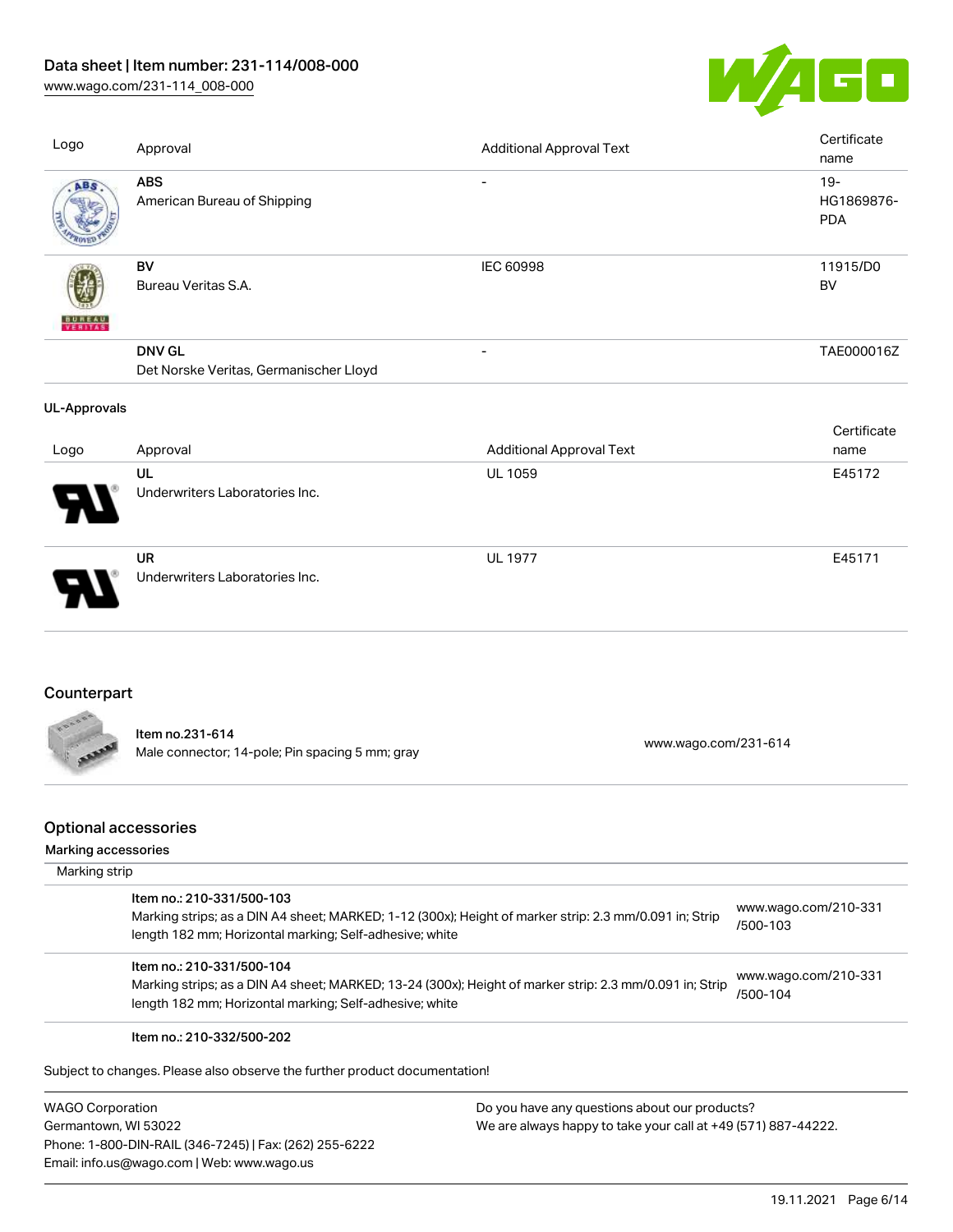| Logo | Approval | Additional Approval Text | Certificate name |
| --- | --- | --- | --- |
| | **ABS**<br>American Bureau of Shipping | - | 19-HG1869876-PDA |
| | **BV**<br>Bureau Veritas S.A. | IEC 60998 | 11915/D0 BV |
| | **DNV GL**<br>Det Norske Veritas, Germanischer Lloyd | - | TAE000016Z |

**UL-Approvals**

| Logo | Approval | Additional Approval Text | Certificate name |
| --- | --- | --- | --- |
| | **UL**<br>Underwriters Laboratories Inc. | UL 1059 | E45172 |
| | **UR**<br>Underwriters Laboratories Inc. | UL 1977 | E45171 |

## Counterpart

| | | |
| --- | --- | --- |
| | Item no.231-614<br>Male connector; 14-pole; Pin spacing 5 mm; gray | www.wago.com/231-614 |

## Optional accessories

**Marking accessories**

Marking strip

| | |
| --- | --- |
| Item no.: 210-331/500-103<br>Marking strips; as a DIN A4 sheet; MARKED; 1-12 (300x); Height of marker strip: 2.3 mm/0.091 in; Strip length 182 mm; Horizontal marking; Self-adhesive; white | www.wago.com/210-331/500-103 |
| Item no.: 210-331/500-104<br>Marking strips; as a DIN A4 sheet; MARKED; 13-24 (300x); Height of marker strip: 2.3 mm/0.091 in; Strip length 182 mm; Horizontal marking; Self-adhesive; white | www.wago.com/210-331/500-104 |
| Item no.: 210-332/500-202 | |

Subject to changes. Please also observe the further product documentation!

WAGO Corporation
Germantown, WI 53022
Phone: 1-800-DIN-RAIL (346-7245) | Fax: (262) 255-6222
Email: info.us@wago.com | Web: www.wago.us

Do you have any questions about our products?
We are always happy to take your call at +49 (571) 887-44222.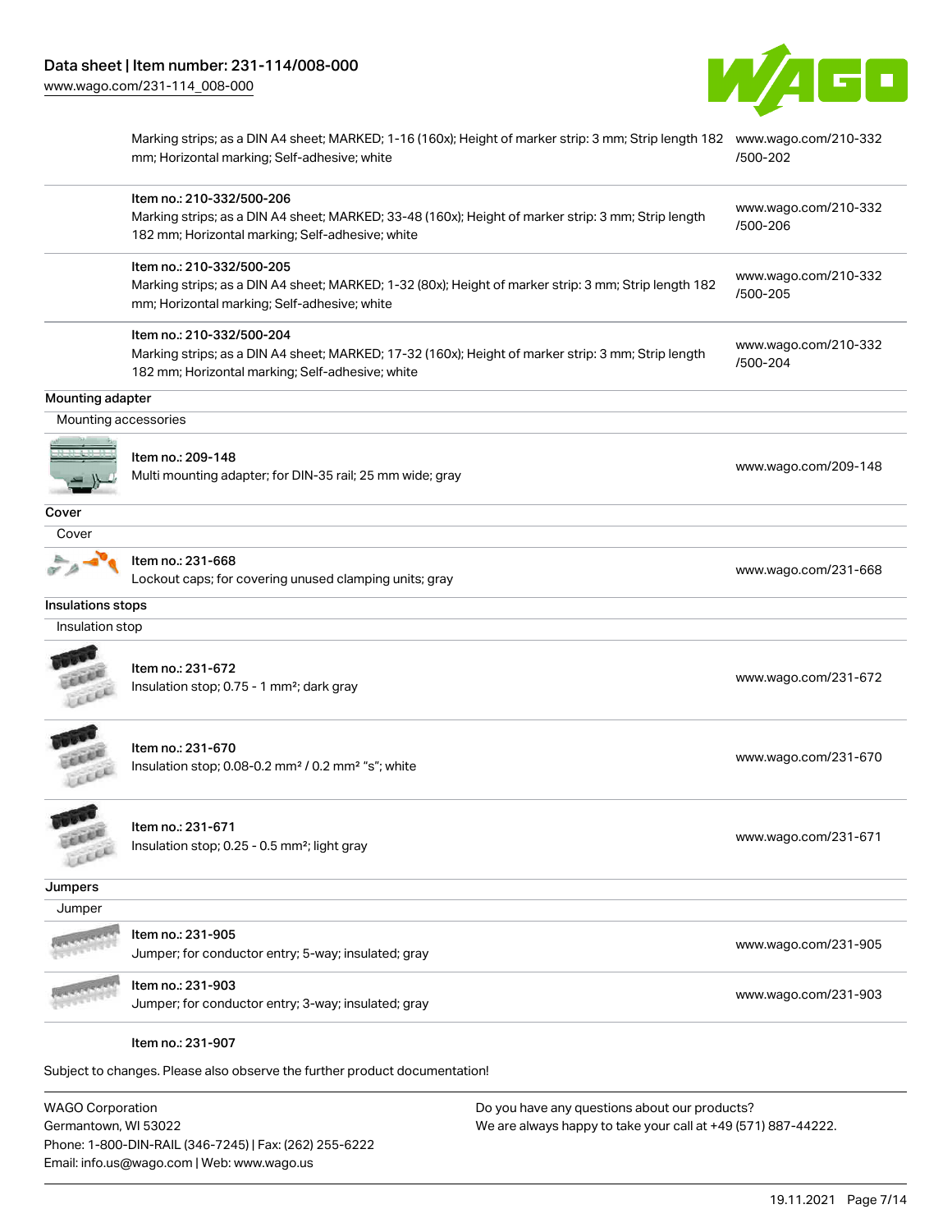| | | |
|---|---|---|
| | Marking strips; as a DIN A4 sheet; MARKED; 1-16 (160x); Height of marker strip: 3 mm; Strip length 182 mm; Horizontal marking; Self-adhesive; white | www.wago.com/210-332/500-202 |
| | Item no.: 210-332/500-206<br>Marking strips; as a DIN A4 sheet; MARKED; 33-48 (160x); Height of marker strip: 3 mm; Strip length 182 mm; Horizontal marking; Self-adhesive; white | www.wago.com/210-332/500-206 |
| | Item no.: 210-332/500-205<br>Marking strips; as a DIN A4 sheet; MARKED; 1-32 (80x); Height of marker strip: 3 mm; Strip length 182 mm; Horizontal marking; Self-adhesive; white | www.wago.com/210-332/500-205 |
| | Item no.: 210-332/500-204<br>Marking strips; as a DIN A4 sheet; MARKED; 17-32 (160x); Height of marker strip: 3 mm; Strip length 182 mm; Horizontal marking; Self-adhesive; white | www.wago.com/210-332/500-204 |

**Mounting adapter**

Mounting accessories

| | | |
|---|---|---|
| | Item no.: 209-148<br>Multi mounting adapter; for DIN-35 rail; 25 mm wide; gray | www.wago.com/209-148 |

**Cover**

Cover

| | | |
|---|---|---|
| | Item no.: 231-668<br>Lockout caps; for covering unused clamping units; gray | www.wago.com/231-668 |

**Insulations stops**

Insulation stop

| | | |
|---|---|---|
| | Item no.: 231-672<br>Insulation stop; 0.75 - 1 mm²; dark gray | www.wago.com/231-672 |
| | Item no.: 231-670<br>Insulation stop; 0.08-0.2 mm² / 0.2 mm² "s"; white | www.wago.com/231-670 |
| | Item no.: 231-671<br>Insulation stop; 0.25 - 0.5 mm²; light gray | www.wago.com/231-671 |

**Jumpers**

Jumper

| | | |
|---|---|---|
| | Item no.: 231-905<br>Jumper; for conductor entry; 5-way; insulated; gray | www.wago.com/231-905 |
| | Item no.: 231-903<br>Jumper; for conductor entry; 3-way; insulated; gray | www.wago.com/231-903 |
| | Item no.: 231-907 | |

Subject to changes. Please also observe the further product documentation!

WAGO Corporation
Germantown, WI 53022
Phone: 1-800-DIN-RAIL (346-7245) | Fax: (262) 255-6222
Email: info.us@wago.com | Web: www.wago.us

Do you have any questions about our products?
We are always happy to take your call at +49 (571) 887-44222.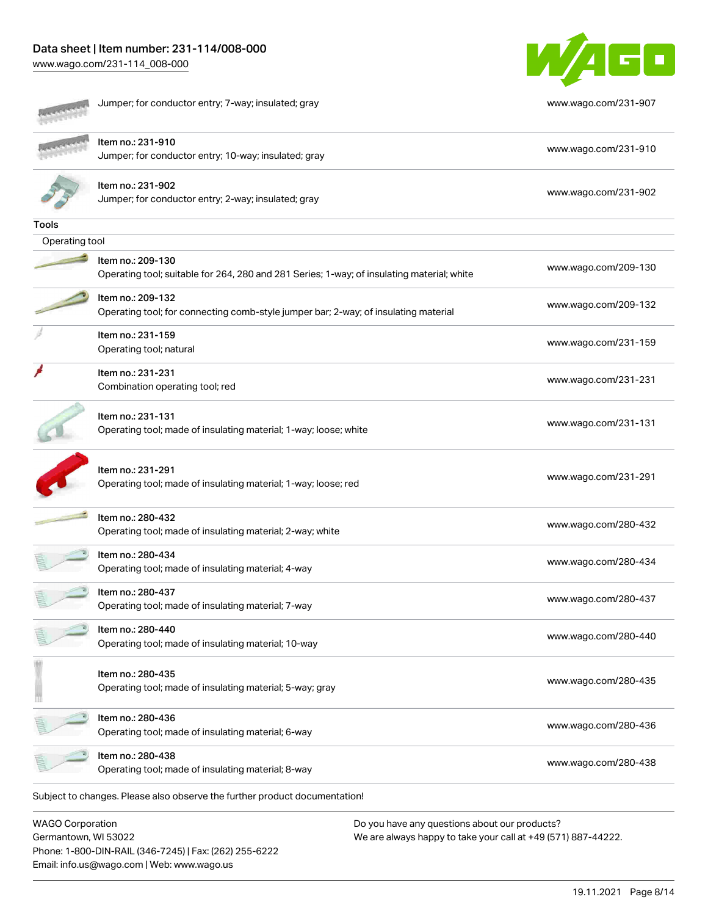| | |
|---|---|
| Jumper; for conductor entry; 7-way; insulated; gray | www.wago.com/231-907 |
| Item no.: 231-910<br>Jumper; for conductor entry; 10-way; insulated; gray | www.wago.com/231-910 |
| Item no.: 231-902<br>Jumper; for conductor entry; 2-way; insulated; gray | www.wago.com/231-902 |

**Tools**

Operating tool

| | |
|---|---|
| Item no.: 209-130<br>Operating tool; suitable for 264, 280 and 281 Series; 1-way; of insulating material; white | www.wago.com/209-130 |
| Item no.: 209-132<br>Operating tool; for connecting comb-style jumper bar; 2-way; of insulating material | www.wago.com/209-132 |
| Item no.: 231-159<br>Operating tool; natural | www.wago.com/231-159 |
| Item no.: 231-231<br>Combination operating tool; red | www.wago.com/231-231 |
| Item no.: 231-131<br>Operating tool; made of insulating material; 1-way; loose; white | www.wago.com/231-131 |
| Item no.: 231-291<br>Operating tool; made of insulating material; 1-way; loose; red | www.wago.com/231-291 |
| Item no.: 280-432<br>Operating tool; made of insulating material; 2-way; white | www.wago.com/280-432 |
| Item no.: 280-434<br>Operating tool; made of insulating material; 4-way | www.wago.com/280-434 |
| Item no.: 280-437<br>Operating tool; made of insulating material; 7-way | www.wago.com/280-437 |
| Item no.: 280-440<br>Operating tool; made of insulating material; 10-way | www.wago.com/280-440 |
| Item no.: 280-435<br>Operating tool; made of insulating material; 5-way; gray | www.wago.com/280-435 |
| Item no.: 280-436<br>Operating tool; made of insulating material; 6-way | www.wago.com/280-436 |
| Item no.: 280-438<br>Operating tool; made of insulating material; 8-way | www.wago.com/280-438 |

Subject to changes. Please also observe the further product documentation!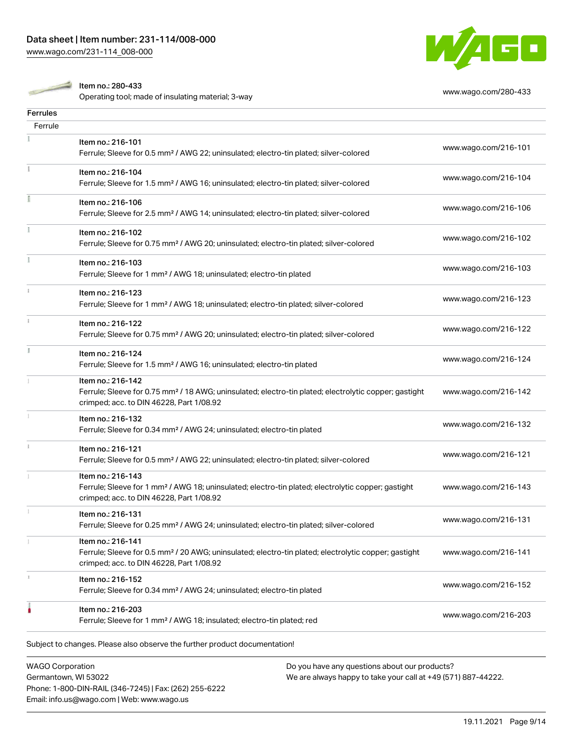| | | |
|---|---|---|
| | Item no.: 280-433<br>Operating tool; made of insulating material; 3-way | www.wago.com/280-433 |

**Ferrules**

| Ferrule | | |
|---|---|---|
| | Item no.: 216-101<br>Ferrule; Sleeve for 0.5 mm² / AWG 22; uninsulated; electro-tin plated; silver-colored | www.wago.com/216-101 |
| | Item no.: 216-104<br>Ferrule; Sleeve for 1.5 mm² / AWG 16; uninsulated; electro-tin plated; silver-colored | www.wago.com/216-104 |
| | Item no.: 216-106<br>Ferrule; Sleeve for 2.5 mm² / AWG 14; uninsulated; electro-tin plated; silver-colored | www.wago.com/216-106 |
| | Item no.: 216-102<br>Ferrule; Sleeve for 0.75 mm² / AWG 20; uninsulated; electro-tin plated; silver-colored | www.wago.com/216-102 |
| | Item no.: 216-103<br>Ferrule; Sleeve for 1 mm² / AWG 18; uninsulated; electro-tin plated | www.wago.com/216-103 |
| | Item no.: 216-123<br>Ferrule; Sleeve for 1 mm² / AWG 18; uninsulated; electro-tin plated; silver-colored | www.wago.com/216-123 |
| | Item no.: 216-122<br>Ferrule; Sleeve for 0.75 mm² / AWG 20; uninsulated; electro-tin plated; silver-colored | www.wago.com/216-122 |
| | Item no.: 216-124<br>Ferrule; Sleeve for 1.5 mm² / AWG 16; uninsulated; electro-tin plated | www.wago.com/216-124 |
| | Item no.: 216-142<br>Ferrule; Sleeve for 0.75 mm² / 18 AWG; uninsulated; electro-tin plated; electrolytic copper; gastight crimped; acc. to DIN 46228, Part 1/08.92 | www.wago.com/216-142 |
| | Item no.: 216-132<br>Ferrule; Sleeve for 0.34 mm² / AWG 24; uninsulated; electro-tin plated | www.wago.com/216-132 |
| | Item no.: 216-121<br>Ferrule; Sleeve for 0.5 mm² / AWG 22; uninsulated; electro-tin plated; silver-colored | www.wago.com/216-121 |
| | Item no.: 216-143<br>Ferrule; Sleeve for 1 mm² / AWG 18; uninsulated; electro-tin plated; electrolytic copper; gastight crimped; acc. to DIN 46228, Part 1/08.92 | www.wago.com/216-143 |
| | Item no.: 216-131<br>Ferrule; Sleeve for 0.25 mm² / AWG 24; uninsulated; electro-tin plated; silver-colored | www.wago.com/216-131 |
| | Item no.: 216-141<br>Ferrule; Sleeve for 0.5 mm² / 20 AWG; uninsulated; electro-tin plated; electrolytic copper; gastight crimped; acc. to DIN 46228, Part 1/08.92 | www.wago.com/216-141 |
| | Item no.: 216-152<br>Ferrule; Sleeve for 0.34 mm² / AWG 24; uninsulated; electro-tin plated | www.wago.com/216-152 |
| | Item no.: 216-203<br>Ferrule; Sleeve for 1 mm² / AWG 18; insulated; electro-tin plated; red | www.wago.com/216-203 |

Subject to changes. Please also observe the further product documentation!

WAGO Corporation
Germantown, WI 53022
Phone: 1-800-DIN-RAIL (346-7245) | Fax: (262) 255-6222
Email: info.us@wago.com | Web: www.wago.us

Do you have any questions about our products?
We are always happy to take your call at +49 (571) 887-44222.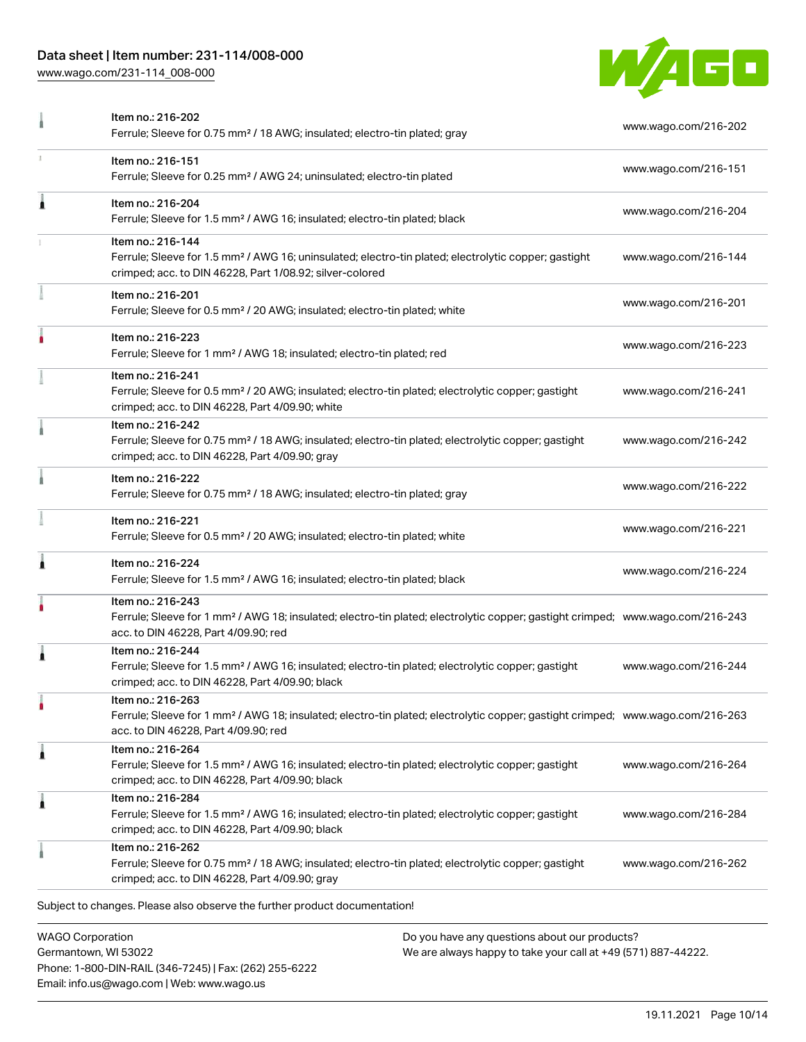| Item | Link |
| --- | --- |
| Item no.: 216-202<br>Ferrule; Sleeve for 0.75 mm² / 18 AWG; insulated; electro-tin plated; gray | www.wago.com/216-202 |
| Item no.: 216-151<br>Ferrule; Sleeve for 0.25 mm² / AWG 24; uninsulated; electro-tin plated | www.wago.com/216-151 |
| Item no.: 216-204<br>Ferrule; Sleeve for 1.5 mm² / AWG 16; insulated; electro-tin plated; black | www.wago.com/216-204 |
| Item no.: 216-144<br>Ferrule; Sleeve for 1.5 mm² / AWG 16; uninsulated; electro-tin plated; electrolytic copper; gastight crimped; acc. to DIN 46228, Part 1/08.92; silver-colored | www.wago.com/216-144 |
| Item no.: 216-201<br>Ferrule; Sleeve for 0.5 mm² / 20 AWG; insulated; electro-tin plated; white | www.wago.com/216-201 |
| Item no.: 216-223<br>Ferrule; Sleeve for 1 mm² / AWG 18; insulated; electro-tin plated; red | www.wago.com/216-223 |
| Item no.: 216-241<br>Ferrule; Sleeve for 0.5 mm² / 20 AWG; insulated; electro-tin plated; electrolytic copper; gastight crimped; acc. to DIN 46228, Part 4/09.90; white | www.wago.com/216-241 |
| Item no.: 216-242<br>Ferrule; Sleeve for 0.75 mm² / 18 AWG; insulated; electro-tin plated; electrolytic copper; gastight crimped; acc. to DIN 46228, Part 4/09.90; gray | www.wago.com/216-242 |
| Item no.: 216-222<br>Ferrule; Sleeve for 0.75 mm² / 18 AWG; insulated; electro-tin plated; gray | www.wago.com/216-222 |
| Item no.: 216-221<br>Ferrule; Sleeve for 0.5 mm² / 20 AWG; insulated; electro-tin plated; white | www.wago.com/216-221 |
| Item no.: 216-224<br>Ferrule; Sleeve for 1.5 mm² / AWG 16; insulated; electro-tin plated; black | www.wago.com/216-224 |
| Item no.: 216-243<br>Ferrule; Sleeve for 1 mm² / AWG 18; insulated; electro-tin plated; electrolytic copper; gastight crimped; acc. to DIN 46228, Part 4/09.90; red | www.wago.com/216-243 |
| Item no.: 216-244<br>Ferrule; Sleeve for 1.5 mm² / AWG 16; insulated; electro-tin plated; electrolytic copper; gastight crimped; acc. to DIN 46228, Part 4/09.90; black | www.wago.com/216-244 |
| Item no.: 216-263<br>Ferrule; Sleeve for 1 mm² / AWG 18; insulated; electro-tin plated; electrolytic copper; gastight crimped; acc. to DIN 46228, Part 4/09.90; red | www.wago.com/216-263 |
| Item no.: 216-264<br>Ferrule; Sleeve for 1.5 mm² / AWG 16; insulated; electro-tin plated; electrolytic copper; gastight crimped; acc. to DIN 46228, Part 4/09.90; black | www.wago.com/216-264 |
| Item no.: 216-284<br>Ferrule; Sleeve for 1.5 mm² / AWG 16; insulated; electro-tin plated; electrolytic copper; gastight crimped; acc. to DIN 46228, Part 4/09.90; black | www.wago.com/216-284 |
| Item no.: 216-262<br>Ferrule; Sleeve for 0.75 mm² / 18 AWG; insulated; electro-tin plated; electrolytic copper; gastight crimped; acc. to DIN 46228, Part 4/09.90; gray | www.wago.com/216-262 |

Subject to changes. Please also observe the further product documentation!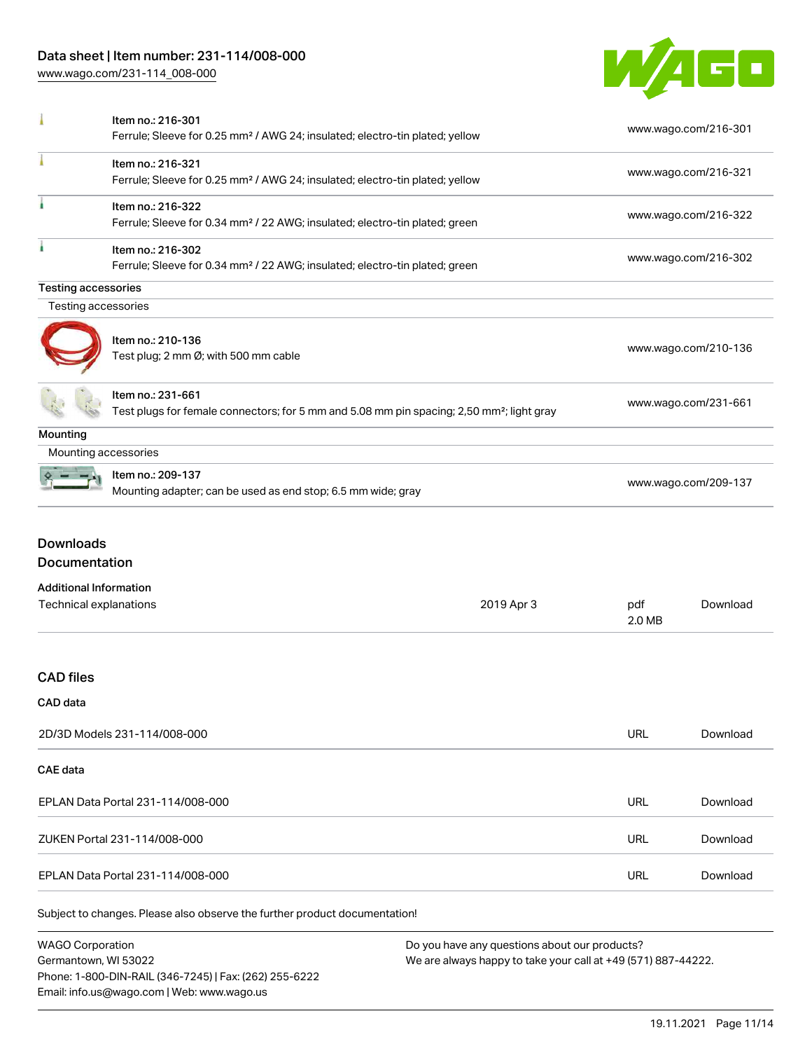| Item | Description | Link |
| --- | --- | --- |
| Item no.: 216-301 | Ferrule; Sleeve for 0.25 mm² / AWG 24; insulated; electro-tin plated; yellow | www.wago.com/216-301 |
| Item no.: 216-321 | Ferrule; Sleeve for 0.25 mm² / AWG 24; insulated; electro-tin plated; yellow | www.wago.com/216-321 |
| Item no.: 216-322 | Ferrule; Sleeve for 0.34 mm² / 22 AWG; insulated; electro-tin plated; green | www.wago.com/216-322 |
| Item no.: 216-302 | Ferrule; Sleeve for 0.34 mm² / 22 AWG; insulated; electro-tin plated; green | www.wago.com/216-302 |

**Testing accessories**

Testing accessories

| Item | Description | Link |
| --- | --- | --- |
| Item no.: 210-136 | Test plug; 2 mm Ø; with 500 mm cable | www.wago.com/210-136 |
| Item no.: 231-661 | Test plugs for female connectors; for 5 mm and 5.08 mm pin spacing; 2,50 mm²; light gray | www.wago.com/231-661 |

**Mounting**

Mounting accessories

| Item | Description | Link |
| --- | --- | --- |
| Item no.: 209-137 | Mounting adapter; can be used as end stop; 6.5 mm wide; gray | www.wago.com/209-137 |

## Downloads

## Documentation

**Additional Information**

| | | | |
| --- | --- | --- | --- |
| Technical explanations | 2019 Apr 3 | pdf 2.0 MB | Download |

## CAD files

**CAD data**

| | | |
| --- | --- | --- |
| 2D/3D Models 231-114/008-000 | URL | Download |

**CAE data**

| | | |
| --- | --- | --- |
| EPLAN Data Portal 231-114/008-000 | URL | Download |
| ZUKEN Portal 231-114/008-000 | URL | Download |
| EPLAN Data Portal 231-114/008-000 | URL | Download |

Subject to changes. Please also observe the further product documentation!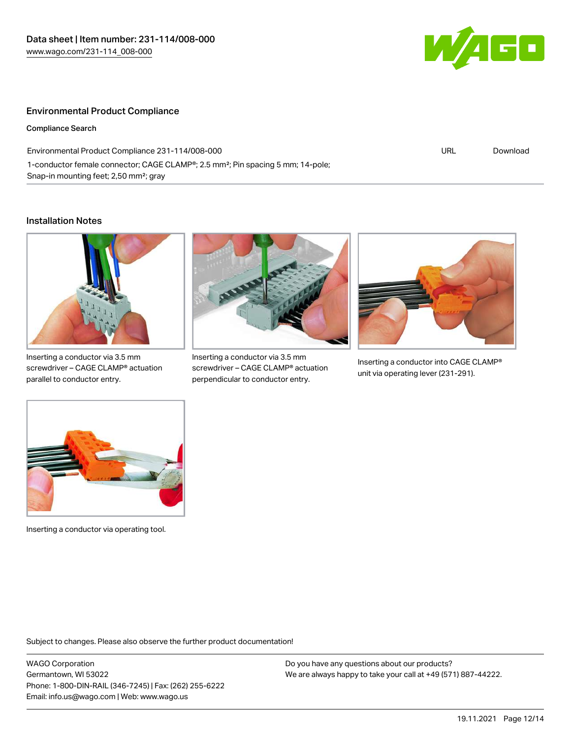## Environmental Product Compliance

**Compliance Search**

| Environmental Product Compliance 231-114/008-000 | URL | Download |
| --- | --- | --- |
| 1-conductor female connector; CAGE CLAMP®; 2.5 mm²; Pin spacing 5 mm; 14-pole; Snap-in mounting feet; 2,50 mm²; gray | | |

## Installation Notes

Inserting a conductor via 3.5 mm screwdriver – CAGE CLAMP® actuation parallel to conductor entry.

Inserting a conductor via 3.5 mm screwdriver – CAGE CLAMP® actuation perpendicular to conductor entry.

Inserting a conductor into CAGE CLAMP® unit via operating lever (231-291).

Inserting a conductor via operating tool.

Subject to changes. Please also observe the further product documentation!

WAGO Corporation
Germantown, WI 53022
Phone: 1-800-DIN-RAIL (346-7245) | Fax: (262) 255-6222
Email: info.us@wago.com | Web: www.wago.us

Do you have any questions about our products?
We are always happy to take your call at +49 (571) 887-44222.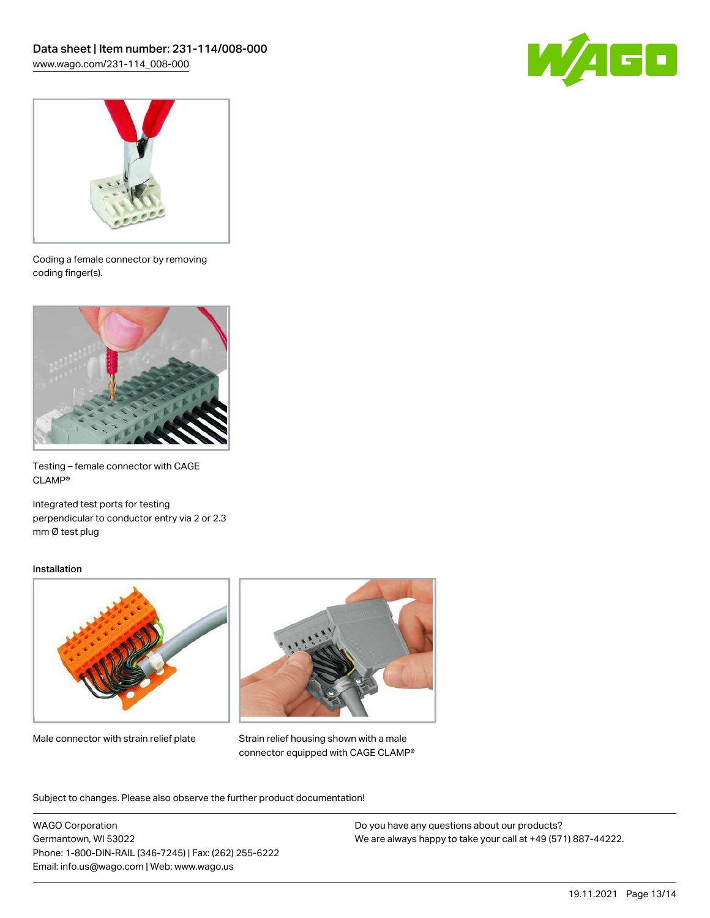Coding a female connector by removing coding finger(s).

Testing – female connector with CAGE CLAMP®

Integrated test ports for testing perpendicular to conductor entry via 2 or 2.3 mm Ø test plug

### Installation

Male connector with strain relief plate

Strain relief housing shown with a male connector equipped with CAGE CLAMP®

Subject to changes. Please also observe the further product documentation!

WAGO Corporation
Germantown, WI 53022
Phone: 1-800-DIN-RAIL (346-7245) | Fax: (262) 255-6222
Email: info.us@wago.com | Web: www.wago.us

Do you have any questions about our products?
We are always happy to take your call at +49 (571) 887-44222.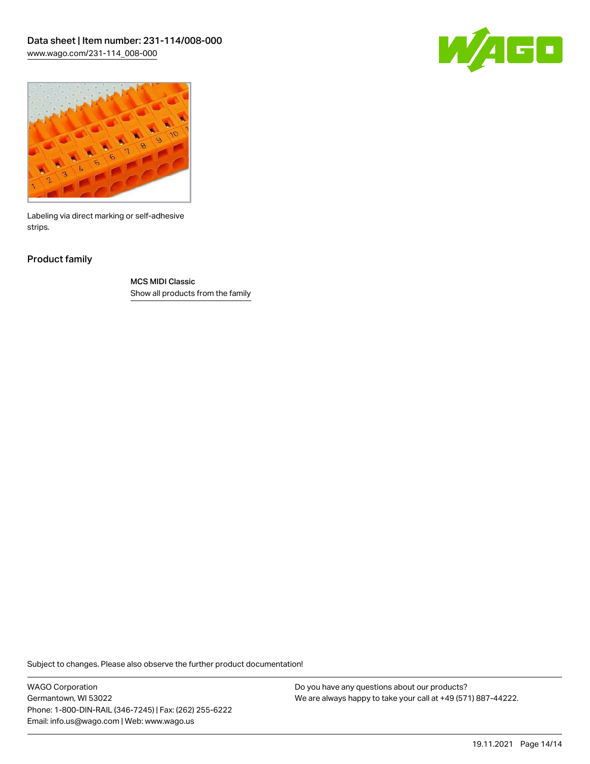Labeling via direct marking or self-adhesive strips.

## Product family

MCS MIDI Classic
Show all products from the family

Subject to changes. Please also observe the further product documentation!

WAGO Corporation
Germantown, WI 53022
Phone: 1-800-DIN-RAIL (346-7245) | Fax: (262) 255-6222
Email: info.us@wago.com | Web: www.wago.us

Do you have any questions about our products?
We are always happy to take your call at +49 (571) 887-44222.